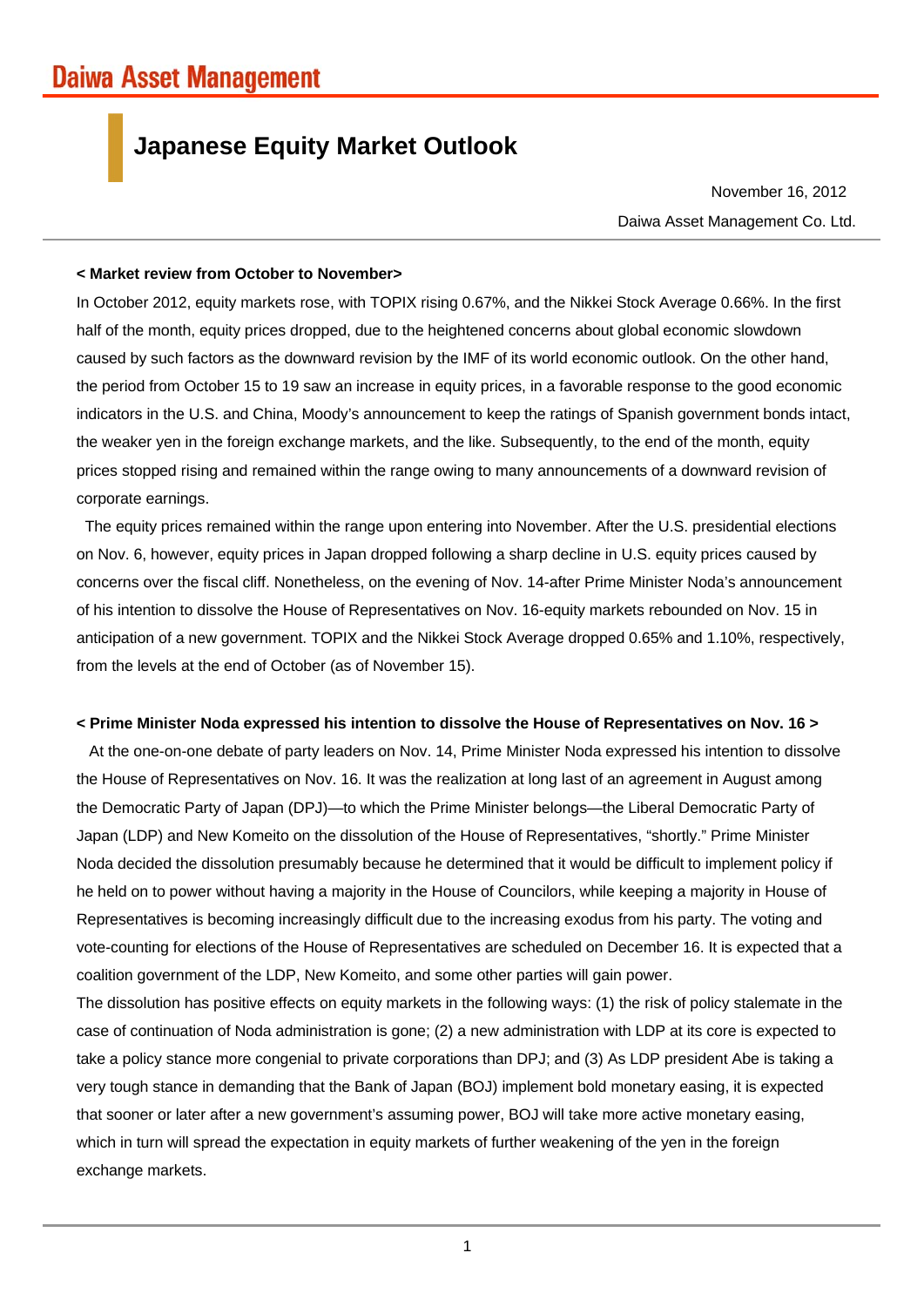Daiwa Asset Management

# Japanese Equity Market Outlook

November 16, 2012

Daiwa Asset Management Co. Ltd.

**< Market review from October to November>**

In October 2012, equity markets rose, with TOPIX rising 0.67%, and the Nikkei Stock Average 0.66%. In the first half of the month, equity prices dropped, due to the heightened concerns about global economic slowdown caused by such factors as the downward revision by the IMF of its world economic outlook. On the other hand, the period from October 15 to 19 saw an increase in equity prices, in a favorable response to the good economic indicators in the U.S. and China, Moody's announcement to keep the ratings of Spanish government bonds intact, the weaker yen in the foreign exchange markets, and the like. Subsequently, to the end of the month, equity prices stopped rising and remained within the range owing to many announcements of a downward revision of corporate earnings.

The equity prices remained within the range upon entering into November. After the U.S. presidential elections on Nov. 6, however, equity prices in Japan dropped following a sharp decline in U.S. equity prices caused by concerns over the fiscal cliff. Nonetheless, on the evening of Nov. 14-after Prime Minister Noda's announcement of his intention to dissolve the House of Representatives on Nov. 16-equity markets rebounded on Nov. 15 in anticipation of a new government. TOPIX and the Nikkei Stock Average dropped 0.65% and 1.10%, respectively, from the levels at the end of October (as of November 15).

**< Prime Minister Noda expressed his intention to dissolve the House of Representatives on Nov. 16 >**

At the one-on-one debate of party leaders on Nov. 14, Prime Minister Noda expressed his intention to dissolve the House of Representatives on Nov. 16. It was the realization at long last of an agreement in August among the Democratic Party of Japan (DPJ)—to which the Prime Minister belongs—the Liberal Democratic Party of Japan (LDP) and New Komeito on the dissolution of the House of Representatives, "shortly." Prime Minister Noda decided the dissolution presumably because he determined that it would be difficult to implement policy if he held on to power without having a majority in the House of Councilors, while keeping a majority in House of Representatives is becoming increasingly difficult due to the increasing exodus from his party. The voting and vote-counting for elections of the House of Representatives are scheduled on December 16. It is expected that a coalition government of the LDP, New Komeito, and some other parties will gain power.

The dissolution has positive effects on equity markets in the following ways: (1) the risk of policy stalemate in the case of continuation of Noda administration is gone; (2) a new administration with LDP at its core is expected to take a policy stance more congenial to private corporations than DPJ; and (3) As LDP president Abe is taking a very tough stance in demanding that the Bank of Japan (BOJ) implement bold monetary easing, it is expected that sooner or later after a new government's assuming power, BOJ will take more active monetary easing, which in turn will spread the expectation in equity markets of further weakening of the yen in the foreign exchange markets.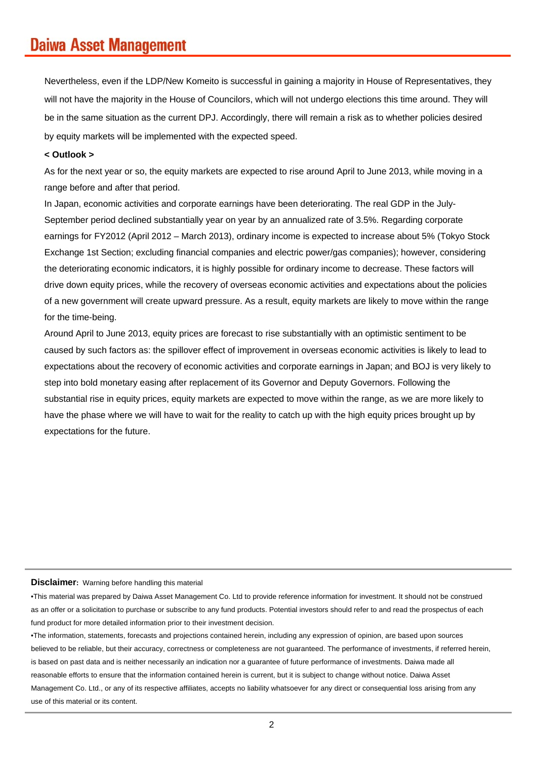Nevertheless, even if the LDP/New Komeito is successful in gaining a majority in House of Representatives, they will not have the majority in the House of Councilors, which will not undergo elections this time around. They will be in the same situation as the current DPJ. Accordingly, there will remain a risk as to whether policies desired by equity markets will be implemented with the expected speed.

**< Outlook >**

As for the next year or so, the equity markets are expected to rise around April to June 2013, while moving in a range before and after that period.

In Japan, economic activities and corporate earnings have been deteriorating. The real GDP in the July-September period declined substantially year on year by an annualized rate of 3.5%. Regarding corporate earnings for FY2012 (April 2012 – March 2013), ordinary income is expected to increase about 5% (Tokyo Stock Exchange 1st Section; excluding financial companies and electric power/gas companies); however, considering the deteriorating economic indicators, it is highly possible for ordinary income to decrease. These factors will drive down equity prices, while the recovery of overseas economic activities and expectations about the policies of a new government will create upward pressure. As a result, equity markets are likely to move within the range for the time-being.

Around April to June 2013, equity prices are forecast to rise substantially with an optimistic sentiment to be caused by such factors as: the spillover effect of improvement in overseas economic activities is likely to lead to expectations about the recovery of economic activities and corporate earnings in Japan; and BOJ is very likely to step into bold monetary easing after replacement of its Governor and Deputy Governors. Following the substantial rise in equity prices, equity markets are expected to move within the range, as we are more likely to have the phase where we will have to wait for the reality to catch up with the high equity prices brought up by expectations for the future.

**Disclaimer:** Warning before handling this material

•This material was prepared by Daiwa Asset Management Co. Ltd to provide reference information for investment. It should not be construed as an offer or a solicitation to purchase or subscribe to any fund products. Potential investors should refer to and read the prospectus of each fund product for more detailed information prior to their investment decision.

•The information, statements, forecasts and projections contained herein, including any expression of opinion, are based upon sources believed to be reliable, but their accuracy, correctness or completeness are not guaranteed. The performance of investments, if referred herein, is based on past data and is neither necessarily an indication nor a guarantee of future performance of investments. Daiwa made all reasonable efforts to ensure that the information contained herein is current, but it is subject to change without notice. Daiwa Asset Management Co. Ltd., or any of its respective affiliates, accepts no liability whatsoever for any direct or consequential loss arising from any use of this material or its content.